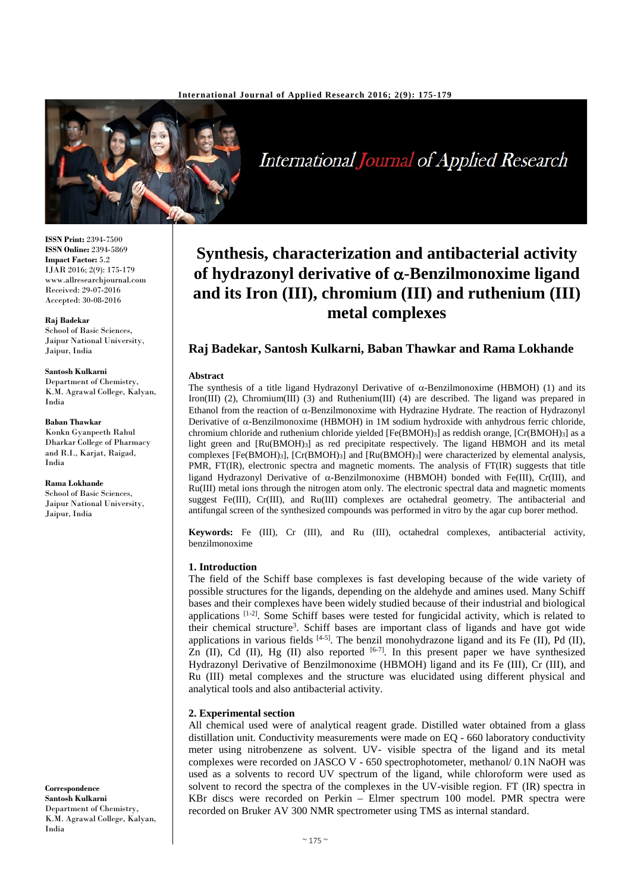# Synthesis, characterization and antibacterial activity of hydrazonyl derivative of α-Benzilmonoxime ligand and its Iron (III), chromium (III) and ruthenium (III) metal complexes

## Raj Badekar, Santosh Kulkarni, Baban Thawkar and Rama Lokhande

**ISSN Print:** 2394-7500
**ISSN Online:** 2394-5869
**Impact Factor:** 5.2
IJAR 2016; 2(9): 175-179
www.allresearchjournal.com
Received: 29-07-2016
Accepted: 30-08-2016

**Raj Badekar**
School of Basic Sciences, Jaipur National University, Jaipur, India

**Santosh Kulkarni**
Department of Chemistry, K.M. Agrawal College, Kalyan, India

**Baban Thawkar**
Konkn Gyanpeeth Rahul Dharkar College of Pharmacy and R.I., Karjat, Raigad, India

**Rama Lokhande**
School of Basic Sciences, Jaipur National University, Jaipur, India

**Correspondence**
**Santosh Kulkarni**
Department of Chemistry, K.M. Agrawal College, Kalyan, India

### Abstract

The synthesis of a title ligand Hydrazonyl Derivative of α-Benzilmonoxime (HBMOH) (1) and its Iron(III) (2), Chromium(III) (3) and Ruthenium(III) (4) are described. The ligand was prepared in Ethanol from the reaction of α-Benzilmonoxime with Hydrazine Hydrate. The reaction of Hydrazonyl Derivative of α-Benzilmonoxime (HBMOH) in 1M sodium hydroxide with anhydrous ferric chloride, chromium chloride and ruthenium chloride yielded $[Fe(BMOH)_3]$ as reddish orange, $[Cr(BMOH)_3]$ as a light green and $[Ru(BMOH)_3]$ as red precipitate respectively. The ligand HBMOH and its metal complexes $[Fe(BMOH)_3]$, $[Cr(BMOH)_3]$ and $[Ru(BMOH)_3]$ were characterized by elemental analysis, PMR, FT(IR), electronic spectra and magnetic moments. The analysis of FT(IR) suggests that title ligand Hydrazonyl Derivative of α-Benzilmonoxime (HBMOH) bonded with Fe(III), Cr(III), and Ru(III) metal ions through the nitrogen atom only. The electronic spectral data and magnetic moments suggest Fe(III), Cr(III), and Ru(III) complexes are octahedral geometry. The antibacterial and antifungal screen of the synthesized compounds was performed in vitro by the agar cup borer method.

**Keywords:** Fe (III), Cr (III), and Ru (III), octahedral complexes, antibacterial activity, benzilmonoxime

### 1. Introduction

The field of the Schiff base complexes is fast developing because of the wide variety of possible structures for the ligands, depending on the aldehyde and amines used. Many Schiff bases and their complexes have been widely studied because of their industrial and biological applications [1-2]. Some Schiff bases were tested for fungicidal activity, which is related to their chemical structure[3]. Schiff bases are important class of ligands and have got wide applications in various fields [4-5]. The benzil monohydrazone ligand and its Fe (II), Pd (II), Zn (II), Cd (II), Hg (II) also reported [6-7]. In this present paper we have synthesized Hydrazonyl Derivative of Benzilmonoxime (HBMOH) ligand and its Fe (III), Cr (III), and Ru (III) metal complexes and the structure was elucidated using different physical and analytical tools and also antibacterial activity.

### 2. Experimental section

All chemical used were of analytical reagent grade. Distilled water obtained from a glass distillation unit. Conductivity measurements were made on EQ - 660 laboratory conductivity meter using nitrobenzene as solvent. UV- visible spectra of the ligand and its metal complexes were recorded on JASCO V - 650 spectrophotometer, methanol/ 0.1N NaOH was used as a solvents to record UV spectrum of the ligand, while chloroform were used as solvent to record the spectra of the complexes in the UV-visible region. FT (IR) spectra in KBr discs were recorded on Perkin – Elmer spectrum 100 model. PMR spectra were recorded on Bruker AV 300 NMR spectrometer using TMS as internal standard.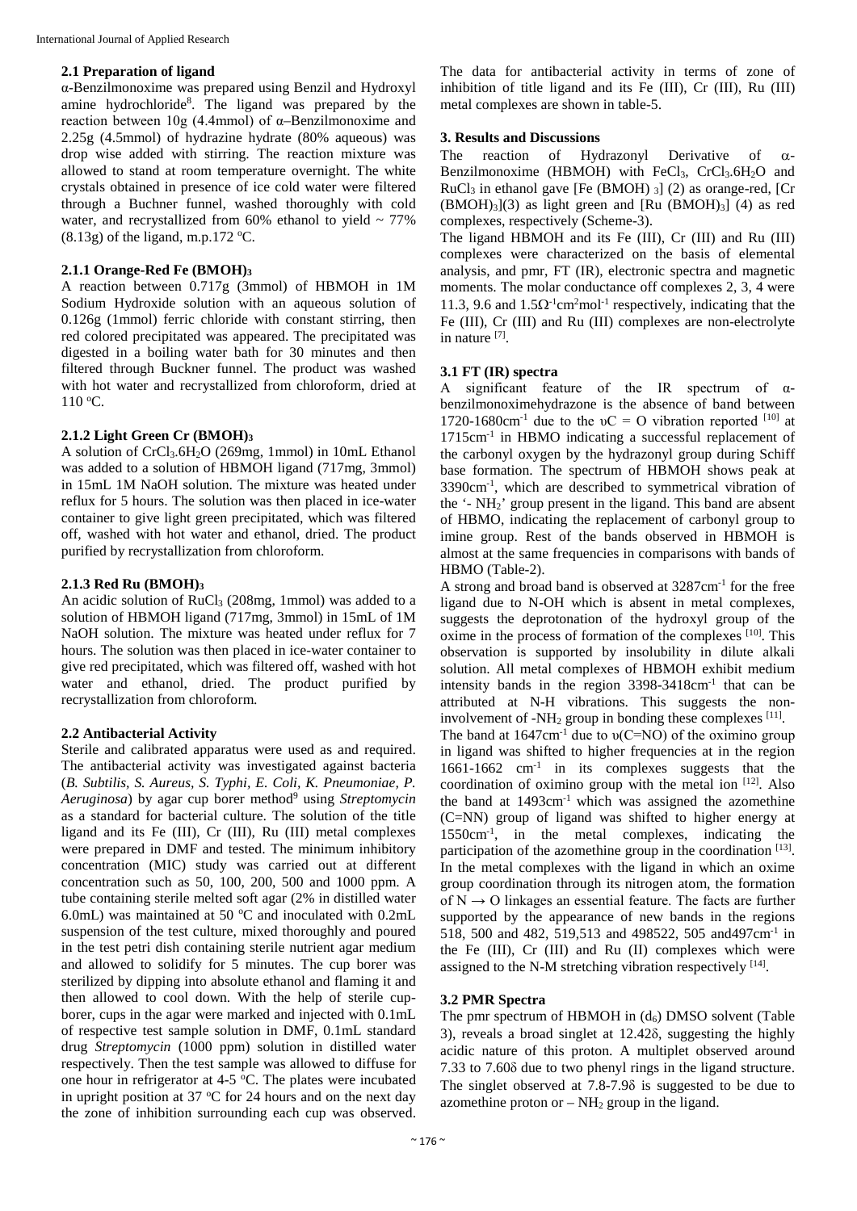### 2.1 Preparation of ligand

α-Benzilmonoxime was prepared using Benzil and Hydroxyl amine hydrochloride[8]. The ligand was prepared by the reaction between 10g (4.4mmol) of α–Benzilmonoxime and 2.25g (4.5mmol) of hydrazine hydrate (80% aqueous) was drop wise added with stirring. The reaction mixture was allowed to stand at room temperature overnight. The white crystals obtained in presence of ice cold water were filtered through a Buchner funnel, washed thoroughly with cold water, and recrystallized from 60% ethanol to yield ~ 77% (8.13g) of the ligand, m.p.172 °C.

#### 2.1.1 Orange-Red Fe $(BMOH)_3$

A reaction between 0.717g (3mmol) of HBMOH in 1M Sodium Hydroxide solution with an aqueous solution of 0.126g (1mmol) ferric chloride with constant stirring, then red colored precipitated was appeared. The precipitated was digested in a boiling water bath for 30 minutes and then filtered through Buckner funnel. The product was washed with hot water and recrystallized from chloroform, dried at 110 °C.

#### 2.1.2 Light Green Cr $(BMOH)_3$

A solution of $CrCl_3.6H_2O$ (269mg, 1mmol) in 10mL Ethanol was added to a solution of HBMOH ligand (717mg, 3mmol) in 15mL 1M NaOH solution. The mixture was heated under reflux for 5 hours. The solution was then placed in ice-water container to give light green precipitated, which was filtered off, washed with hot water and ethanol, dried. The product purified by recrystallization from chloroform.

#### 2.1.3 Red Ru $(BMOH)_3$

An acidic solution of $RuCl_3$ (208mg, 1mmol) was added to a solution of HBMOH ligand (717mg, 3mmol) in 15mL of 1M NaOH solution. The mixture was heated under reflux for 7 hours. The solution was then placed in ice-water container to give red precipitated, which was filtered off, washed with hot water and ethanol, dried. The product purified by recrystallization from chloroform.

### 2.2 Antibacterial Activity

Sterile and calibrated apparatus were used as and required. The antibacterial activity was investigated against bacteria (*B. Subtilis, S. Aureus, S. Typhi, E. Coli, K. Pneumoniae, P. Aeruginosa*) by agar cup borer method[9] using *Streptomycin* as a standard for bacterial culture. The solution of the title ligand and its Fe (III), Cr (III), Ru (III) metal complexes were prepared in DMF and tested. The minimum inhibitory concentration (MIC) study was carried out at different concentration such as 50, 100, 200, 500 and 1000 ppm. A tube containing sterile melted soft agar (2% in distilled water 6.0mL) was maintained at 50 °C and inoculated with 0.2mL suspension of the test culture, mixed thoroughly and poured in the test petri dish containing sterile nutrient agar medium and allowed to solidify for 5 minutes. The cup borer was sterilized by dipping into absolute ethanol and flaming it and then allowed to cool down. With the help of sterile cup-borer, cups in the agar were marked and injected with 0.1mL of respective test sample solution in DMF, 0.1mL standard drug *Streptomycin* (1000 ppm) solution in distilled water respectively. Then the test sample was allowed to diffuse for one hour in refrigerator at 4-5 °C. The plates were incubated in upright position at 37 °C for 24 hours and on the next day the zone of inhibition surrounding each cup was observed. The data for antibacterial activity in terms of zone of inhibition of title ligand and its Fe (III), Cr (III), Ru (III) metal complexes are shown in table-5.

## 3. Results and Discussions

The reaction of Hydrazonyl Derivative of α-Benzilmonoxime (HBMOH) with $FeCl_3$, $CrCl_3.6H_2O$ and $RuCl_3$ in ethanol gave [Fe $(BMOH)_3$] (2) as orange-red, [Cr $(BMOH)_3$](3) as light green and [Ru $(BMOH)_3$] (4) as red complexes, respectively (Scheme-3).

The ligand HBMOH and its Fe (III), Cr (III) and Ru (III) complexes were characterized on the basis of elemental analysis, and pmr, FT (IR), electronic spectra and magnetic moments. The molar conductance off complexes 2, 3, 4 were 11.3, 9.6 and $1.5\Omega^{-1}cm^2mol^{-1}$ respectively, indicating that the Fe (III), Cr (III) and Ru (III) complexes are non-electrolyte in nature [7].

### 3.1 FT (IR) spectra

A significant feature of the IR spectrum of α-benzilmonoximehydrazone is the absence of band between 1720-1680cm$^{-1}$ due to the υC = O vibration reported [10] at 1715cm$^{-1}$ in HBMO indicating a successful replacement of the carbonyl oxygen by the hydrazonyl group during Schiff base formation. The spectrum of HBMOH shows peak at 3390cm$^{-1}$, which are described to symmetrical vibration of the '- $NH_2$' group present in the ligand. This band are absent of HBMO, indicating the replacement of carbonyl group to imine group. Rest of the bands observed in HBMOH is almost at the same frequencies in comparisons with bands of HBMO (Table-2).

A strong and broad band is observed at 3287cm$^{-1}$ for the free ligand due to N-OH which is absent in metal complexes, suggests the deprotonation of the hydroxyl group of the oxime in the process of formation of the complexes [10]. This observation is supported by insolubility in dilute alkali solution. All metal complexes of HBMOH exhibit medium intensity bands in the region 3398-3418cm$^{-1}$ that can be attributed at N-H vibrations. This suggests the non-involvement of -$NH_2$ group in bonding these complexes [11].

The band at 1647cm$^{-1}$ due to υ(C=NO) of the oximino group in ligand was shifted to higher frequencies at in the region 1661-1662 cm$^{-1}$ in its complexes suggests that the coordination of oximino group with the metal ion [12]. Also the band at 1493cm$^{-1}$ which was assigned the azomethine (C=NN) group of ligand was shifted to higher energy at 1550cm$^{-1}$, in the metal complexes, indicating the participation of the azomethine group in the coordination [13]. In the metal complexes with the ligand in which an oxime group coordination through its nitrogen atom, the formation of N → O linkages an essential feature. The facts are further supported by the appearance of new bands in the regions 518, 500 and 482, 519,513 and 498522, 505 and497cm$^{-1}$ in the Fe (III), Cr (III) and Ru (II) complexes which were assigned to the N-M stretching vibration respectively [14].

### 3.2 PMR Spectra

The pmr spectrum of HBMOH in ($d_6$) DMSO solvent (Table 3), reveals a broad singlet at 12.42δ, suggesting the highly acidic nature of this proton. A multiplet observed around 7.33 to 7.60δ due to two phenyl rings in the ligand structure. The singlet observed at 7.8-7.9δ is suggested to be due to azomethine proton or – $NH_2$ group in the ligand.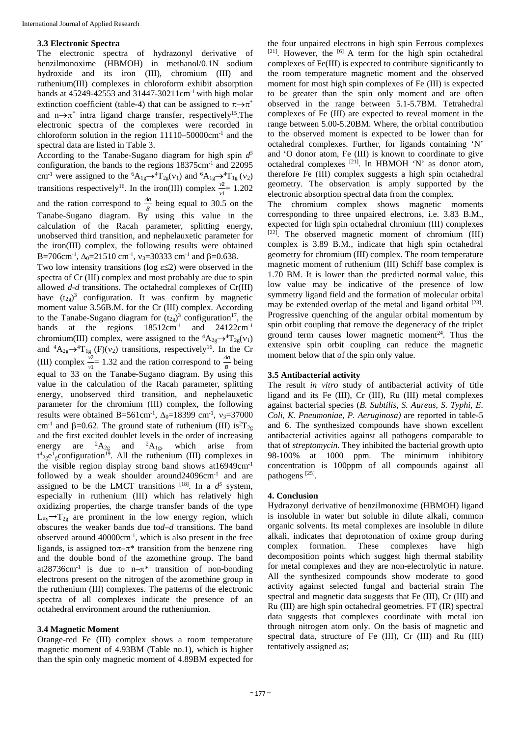### 3.3 Electronic Spectra

The electronic spectra of hydrazonyl derivative of benzilmonoxime (HBMOH) in methanol/0.1N sodium hydroxide and its iron (III), chromium (III) and ruthenium(III) complexes in chloroform exhibit absorption bands at 45249-42553 and 31447-30211cm$^{-1}$ with high molar extinction coefficient (table-4) that can be assigned to $\pi \rightarrow \pi^*$ and $n \rightarrow \pi^*$ intra ligand charge transfer, respectively[15].The electronic spectra of the complexes were recorded in chloroform solution in the region 11110–50000cm$^{-1}$ and the spectral data are listed in Table 3.

According to the Tanabe-Sugano diagram for high spin $d^5$ configuration, the bands to the regions 18375cm$^{-1}$ and 22095 cm$^{-1}$ were assigned to the $^6A_{1g} \rightarrow ^4T_{2g}(\nu_1)$ and $^6A_{1g} \rightarrow ^4T_{1g}(\nu_2)$ transitions respectively[16]. In the iron(III) complex $\frac{\nu 2}{\nu 1}$= 1.202 and the ration correspond to $\frac{\Delta o}{B}$ being equal to 30.5 on the Tanabe-Sugano diagram. By using this value in the calculation of the Racah parameter, splitting energy, unobserved third transition, and nephelauxetic parameter for the iron(III) complex, the following results were obtained B=706cm$^{-1}$, $\Delta_0$=21510 cm$^{-1}$, $\nu_3$=30333 cm$^{-1}$ and $\beta$=0.638.

Two low intensity transitions (log $\varepsilon \leq 2$) were observed in the spectra of Cr (III) complex and most probably are due to spin allowed *d-d* transitions. The octahedral complexes of Cr(III) have $(t_{2g})^3$ configuration. It was confirm by magnetic moment value 3.56B.M. for the Cr (III) complex. According to the Tanabe-Sugano diagram for $(t_{2g})^3$ configuration[17], the bands at the regions 18512cm$^{-1}$ and 24122cm$^{-1}$ chromium(III) complex, were assigned to the $^4A_{2g} \rightarrow ^4T_{2g}(\nu_1)$ and $^4A_{2g} \rightarrow ^4T_{1g}$ (F)$(\nu_2)$ transitions, respectively[16]. In the Cr (III) complex $\frac{\nu 2}{\nu 1}$= 1.32 and the ration correspond to $\frac{\Delta o}{B}$ being equal to 33 on the Tanabe-Sugano diagram. By using this value in the calculation of the Racah parameter, splitting energy, unobserved third transition, and nephelauxetic parameter for the chromium (III) complex, the following results were obtained B=561cm$^{-1}$, $\Delta_0$=18399 cm$^{-1}$, $\nu_3$=37000 cm$^{-1}$ and $\beta$=0.62. The ground state of ruthenium (III) is$^2T_{2g}$ and the first excited doublet levels in the order of increasing energy are $^2A_{2g}$ and $^2A_{1g}$, which arise from $t^4_{2g}e^1_g$configuration[19]. All the ruthenium (III) complexes in the visible region display strong band shows at16949cm$^{-1}$ followed by a weak shoulder around24096cm$^{-1}$ and are assigned to be the LMCT transitions [18]. In a $d^5$ system, especially in ruthenium (III) which has relatively high oxidizing properties, the charge transfer bands of the type $L_{\pi y} \rightarrow T_{2g}$ are prominent in the low energy region, which obscures the weaker bands due to*d–d* transitions. The band observed around 40000cm$^{-1}$, which is also present in the free ligands, is assigned to$\pi$–$\pi$* transition from the benzene ring and the double bond of the azomethine group. The band at28736cm$^{-1}$ is due to n–$\pi$* transition of non-bonding electrons present on the nitrogen of the azomethine group in the ruthenium (III) complexes. The patterns of the electronic spectra of all complexes indicate the presence of an octahedral environment around the rutheniumion.

### 3.4 Magnetic Moment

Orange-red Fe (III) complex shows a room temperature magnetic moment of 4.93BM (Table no.1), which is higher than the spin only magnetic moment of 4.89BM expected for the four unpaired electrons in high spin Ferrous complexes [21]. However, the [6] A term for the high spin octahedral complexes of Fe(III) is expected to contribute significantly to the room temperature magnetic moment and the observed moment for most high spin complexes of Fe (III) is expected to be greater than the spin only moment and are often observed in the range between 5.1-5.7BM. Tetrahedral complexes of Fe (III) are expected to reveal moment in the range between 5.00-5.20BM. Where, the orbital contribution to the observed moment is expected to be lower than for octahedral complexes. Further, for ligands containing 'N' and 'O donor atom, Fe (III) is known to coordinate to give octahedral complexes [21]. In HBMOH 'N' as donor atom, therefore Fe (III) complex suggests a high spin octahedral geometry. The observation is amply supported by the electronic absorption spectral data from the complex.

The chromium complex shows magnetic moments corresponding to three unpaired electrons, i.e. 3.83 B.M., expected for high spin octahedral chromium (III) complexes [22]. The observed magnetic moment of chromium (III) complex is 3.89 B.M., indicate that high spin octahedral geometry for chromium (III) complex. The room temperature magnetic moment of ruthenium (III) Schiff base complex is 1.70 BM. It is lower than the predicted normal value, this low value may be indicative of the presence of low symmetry ligand field and the formation of molecular orbital may be extended overlap of the metal and ligand orbital [23]. Progressive quenching of the angular orbital momentum by spin orbit coupling that remove the degeneracy of the triplet ground term causes lower magnetic moment[24]. Thus the extensive spin orbit coupling can reduce the magnetic moment below that of the spin only value.

### 3.5 Antibacterial activity

The result *in vitro* study of antibacterial activity of title ligand and its Fe (III), Cr (III), Ru (III) metal complexes against bacterial species (*B. Subtilis, S. Aureus, S. Typhi, E. Coli, K. Pneumoniae, P. Aeruginosa)* are reported in table-5 and 6. The synthesized compounds have shown excellent antibacterial activities against all pathogens comparable to that of *streptomycin.* They inhibited the bacterial growth upto 98-100% at 1000 ppm. The minimum inhibitory concentration is 100ppm of all compounds against all pathogens [25].

## 4. Conclusion

Hydrazonyl derivative of benzilmonoxime (HBMOH) ligand is insoluble in water but soluble in dilute alkali, common organic solvents. Its metal complexes are insoluble in dilute alkali, indicates that deprotonation of oxime group during complex formation. These complexes have high decomposition points which suggest high thermal stability for metal complexes and they are non-electrolytic in nature. All the synthesized compounds show moderate to good activity against selected fungal and bacterial strain The spectral and magnetic data suggests that Fe (III), Cr (III) and Ru (III) are high spin octahedral geometries. FT (IR) spectral data suggests that complexes coordinate with metal ion through nitrogen atom only. On the basis of magnetic and spectral data, structure of Fe (III), Cr (III) and Ru (III) tentatively assigned as;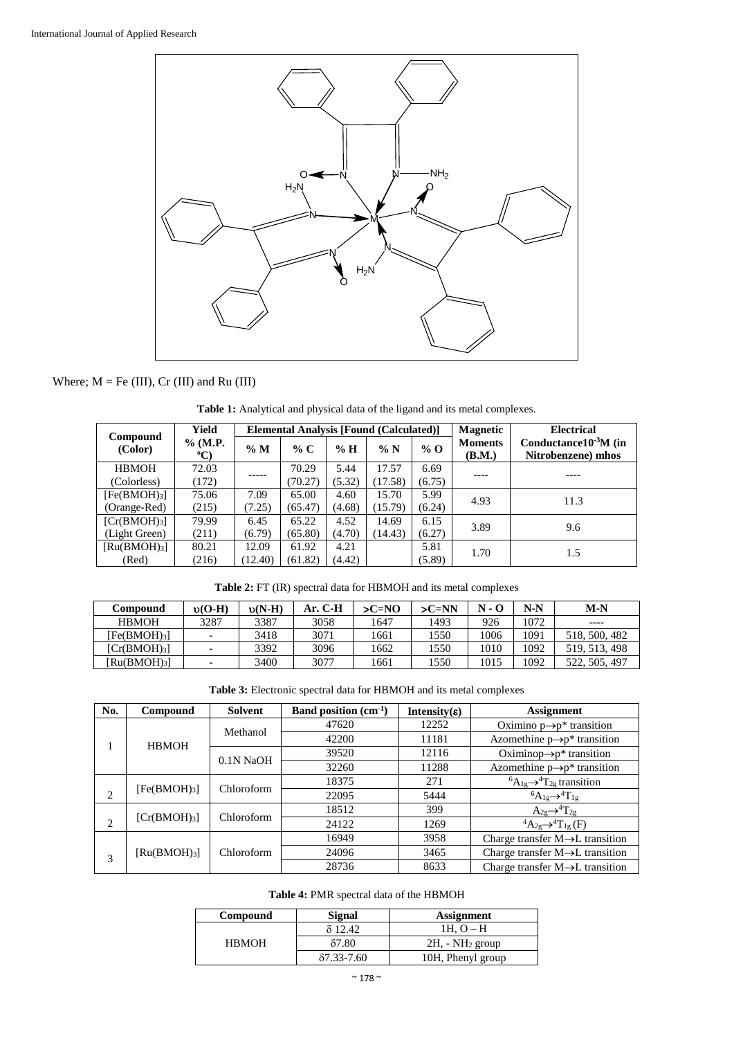Where; M = Fe (III), Cr (III) and Ru (III)

**Table 1:** Analytical and physical data of the ligand and its metal complexes.

| Compound (Color) | Yield % (M.P. °C) | Elemental Analysis [Found (Calculated)] | | | | | Magnetic Moments (B.M.) | Electrical Conductance$10^{-3}$M (in Nitrobenzene) mhos |
|---|---|---|---|---|---|---|---|---|
| | | % M | % C | % H | % N | % O | | |
| HBMOH (Colorless) | 72.03 (172) | ----- | 70.29 (70.27) | 5.44 (5.32) | 17.57 (17.58) | 6.69 (6.75) | ---- | ---- |
| $[Fe(BMOH)_3]$ (Orange-Red) | 75.06 (215) | 7.09 (7.25) | 65.00 (65.47) | 4.60 (4.68) | 15.70 (15.79) | 5.99 (6.24) | 4.93 | 11.3 |
| $[Cr(BMOH)_3]$ (Light Green) | 79.99 (211) | 6.45 (6.79) | 65.22 (65.80) | 4.52 (4.70) | 14.69 (14.43) | 6.15 (6.27) | 3.89 | 9.6 |
| $[Ru(BMOH)_3]$ (Red) | 80.21 (216) | 12.09 (12.40) | 61.92 (61.82) | 4.21 (4.42) | | 5.81 (5.89) | 1.70 | 1.5 |

**Table 2:** FT (IR) spectral data for HBMOH and its metal complexes

| Compound | υ(O-H) | υ(N-H) | Ar. C-H | >C=NO | >C=NN | N - O | N-N | M-N |
|---|---|---|---|---|---|---|---|---|
| HBMOH | 3287 | 3387 | 3058 | 1647 | 1493 | 926 | 1072 | ---- |
| $[Fe(BMOH)_3]$ | - | 3418 | 3071 | 1661 | 1550 | 1006 | 1091 | 518, 500, 482 |
| $[Cr(BMOH)_3]$ | - | 3392 | 3096 | 1662 | 1550 | 1010 | 1092 | 519, 513, 498 |
| $[Ru(BMOH)_3]$ | - | 3400 | 3077 | 1661 | 1550 | 1015 | 1092 | 522, 505, 497 |

**Table 3:** Electronic spectral data for HBMOH and its metal complexes

| No. | Compound | Solvent | Band position ($cm^{-1}$) | Intensity(ε) | Assignment |
|---|---|---|---|---|---|
| 1 | HBMOH | Methanol | 47620 | 12252 | Oximino p→p* transition |
| | | | 42200 | 11181 | Azomethine p→p* transition |
| | | 0.1N NaOH | 39520 | 12116 | Oximinop→p* transition |
| | | | 32260 | 11288 | Azomethine p→p* transition |
| 2 | $[Fe(BMOH)_3]$ | Chloroform | 18375 | 271 | ${}^6A_{1g}\rightarrow{}^4T_{2g}$ transition |
| | | | 22095 | 5444 | ${}^6A_{1g}\rightarrow{}^4T_{1g}$ |
| 2 | $[Cr(BMOH)_3]$ | Chloroform | 18512 | 399 | $A_{2g}\rightarrow{}^4T_{2g}$ |
| | | | 24122 | 1269 | ${}^4A_{2g}\rightarrow{}^4T_{1g}$ (F) |
| 3 | $[Ru(BMOH)_3]$ | Chloroform | 16949 | 3958 | Charge transfer M→L transition |
| | | | 24096 | 3465 | Charge transfer M→L transition |
| | | | 28736 | 8633 | Charge transfer M→L transition |

**Table 4:** PMR spectral data of the HBMOH

| Compound | Signal | Assignment |
|---|---|---|
| HBMOH | δ 12.42 | 1H, O – H |
| | δ7.80 | 2H, - $NH_2$ group |
| | δ7.33-7.60 | 10H, Phenyl group |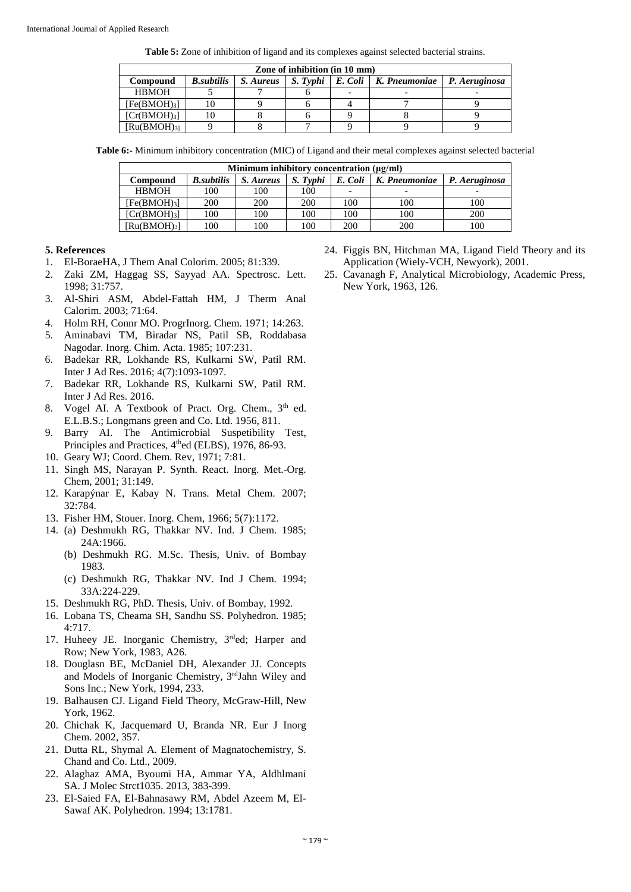**Table 5:** Zone of inhibition of ligand and its complexes against selected bacterial strains.

| Zone of inhibition (in 10 mm) | | | | | | |
|---|---|---|---|---|---|---|
| Compound | *B.subtilis* | *S. Aureus* | *S. Typhi* | *E. Coli* | *K. Pneumoniae* | *P. Aeruginosa* |
| HBMOH | 5 | 7 | 6 | - | - | - |
| $[Fe(BMOH)_3]$ | 10 | 9 | 6 | 4 | 7 | 9 |
| $[Cr(BMOH)_3]$ | 10 | 8 | 6 | 9 | 8 | 9 |
| $[Ru(BMOH)_3]$ | 9 | 8 | 7 | 9 | 9 | 9 |

**Table 6:-** Minimum inhibitory concentration (MIC) of Ligand and their metal complexes against selected bacterial

| Minimum inhibitory concentration (μg/ml) | | | | | | |
|---|---|---|---|---|---|---|
| Compound | *B.subtilis* | *S. Aureus* | *S. Typhi* | *E. Coli* | *K. Pneumoniae* | *P. Aeruginosa* |
| HBMOH | 100 | 100 | 100 | - | - | - |
| $[Fe(BMOH)_3]$ | 200 | 200 | 200 | 100 | 100 | 100 |
| $[Cr(BMOH)_3]$ | 100 | 100 | 100 | 100 | 100 | 200 |
| $[Ru(BMOH)_3]$ | 100 | 100 | 100 | 200 | 200 | 100 |

## 5. References

1. El-BoraeHA, J Them Anal Colorim. 2005; 81:339.
2. Zaki ZM, Haggag SS, Sayyad AA. Spectrosc. Lett. 1998; 31:757.
3. Al-Shiri ASM, Abdel-Fattah HM, J Therm Anal Calorim. 2003; 71:64.
4. Holm RH, Connr MO. ProgrInorg. Chem. 1971; 14:263.
5. Aminabavi TM, Biradar NS, Patil SB, Roddabasa Nagodar. Inorg. Chim. Acta. 1985; 107:231.
6. Badekar RR, Lokhande RS, Kulkarni SW, Patil RM. Inter J Ad Res. 2016; 4(7):1093-1097.
7. Badekar RR, Lokhande RS, Kulkarni SW, Patil RM. Inter J Ad Res. 2016.
8. Vogel AI. A Textbook of Pract. Org. Chem., 3th ed. E.L.B.S.; Longmans green and Co. Ltd. 1956, 811.
9. Barry AI. The Antimicrobial Suspetibility Test, Principles and Practices, 4thed (ELBS), 1976, 86-93.
10. Geary WJ; Coord. Chem. Rev, 1971; 7:81.
11. Singh MS, Narayan P. Synth. React. Inorg. Met.-Org. Chem, 2001; 31:149.
12. Karapýnar E, Kabay N. Trans. Metal Chem. 2007; 32:784.
13. Fisher HM, Stouer. Inorg. Chem, 1966; 5(7):1172.
14. (a) Deshmukh RG, Thakkar NV. Ind. J Chem. 1985; 24A:1966.
    (b) Deshmukh RG. M.Sc. Thesis, Univ. of Bombay 1983.
    (c) Deshmukh RG, Thakkar NV. Ind J Chem. 1994; 33A:224-229.
15. Deshmukh RG, PhD. Thesis, Univ. of Bombay, 1992.
16. Lobana TS, Cheama SH, Sandhu SS. Polyhedron. 1985; 4:717.
17. Huheey JE. Inorganic Chemistry, 3rded; Harper and Row; New York, 1983, A26.
18. Douglasn BE, McDaniel DH, Alexander JJ. Concepts and Models of Inorganic Chemistry, 3rdJahn Wiley and Sons Inc.; New York, 1994, 233.
19. Balhausen CJ. Ligand Field Theory, McGraw-Hill, New York, 1962.
20. Chichak K, Jacquemard U, Branda NR. Eur J Inorg Chem. 2002, 357.
21. Dutta RL, Shymal A. Element of Magnatochemistry, S. Chand and Co. Ltd., 2009.
22. Alaghaz AMA, Byoumi HA, Ammar YA, Aldhlmani SA. J Molec Strct1035. 2013, 383-399.
23. El-Saied FA, El-Bahnasawy RM, Abdel Azeem M, El-Sawaf AK. Polyhedron. 1994; 13:1781.
24. Figgis BN, Hitchman MA, Ligand Field Theory and its Application (Wiely-VCH, Newyork), 2001.
25. Cavanagh F, Analytical Microbiology, Academic Press, New York, 1963, 126.